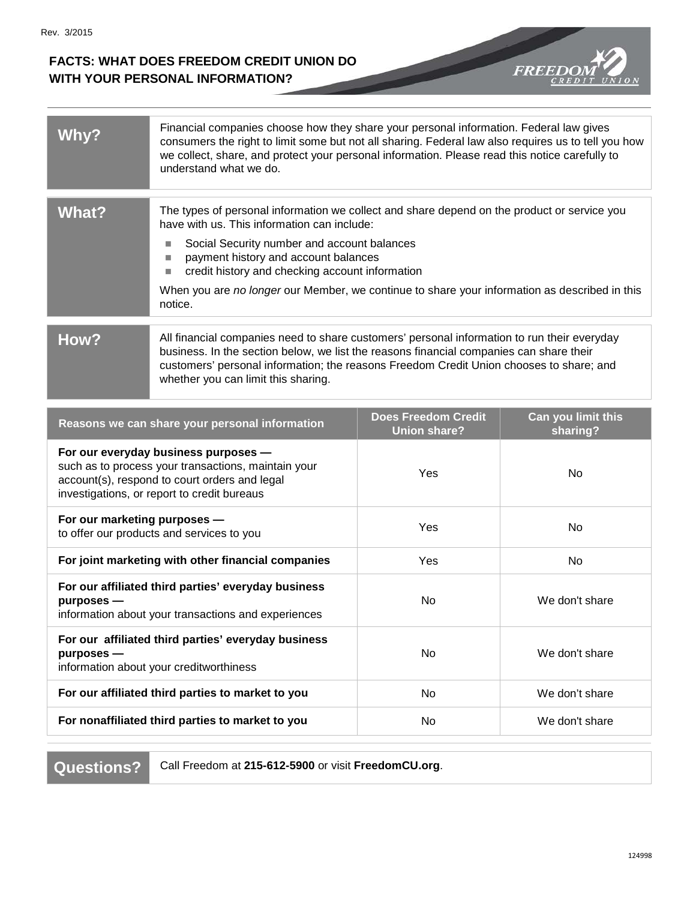Rev. 3/2015

# FACTS: WHAT DOES FREEDOM CREDIT UNION DO WITH YOUR PERSONAL INFORMATION?

| | |
|---|---|
| **Why?** | Financial companies choose how they share your personal information. Federal law gives consumers the right to limit some but not all sharing. Federal law also requires us to tell you how we collect, share, and protect your personal information. Please read this notice carefully to understand what we do. |
| **What?** | The types of personal information we collect and share depend on the product or service you have with us. This information can include:<br>■ Social Security number and account balances<br>■ payment history and account balances<br>■ credit history and checking account information<br>When you are *no longer* our Member, we continue to share your information as described in this notice. |
| **How?** | All financial companies need to share customers' personal information to run their everyday business. In the section below, we list the reasons financial companies can share their customers' personal information; the reasons Freedom Credit Union chooses to share; and whether you can limit this sharing. |

| Reasons we can share your personal information | Does Freedom Credit Union share? | Can you limit this sharing? |
|---|---|---|
| **For our everyday business purposes —** such as to process your transactions, maintain your account(s), respond to court orders and legal investigations, or report to credit bureaus | Yes | No |
| **For our marketing purposes —** to offer our products and services to you | Yes | No |
| **For joint marketing with other financial companies** | Yes | No |
| **For our affiliated third parties' everyday business purposes —** information about your transactions and experiences | No | We don't share |
| **For our affiliated third parties' everyday business purposes —** information about your creditworthiness | No | We don't share |
| **For our affiliated third parties to market to you** | No | We don't share |
| **For nonaffiliated third parties to market to you** | No | We don't share |

| | |
|---|---|
| **Questions?** | Call Freedom at **215-612-5900** or visit **FreedomCU.org**. |

124998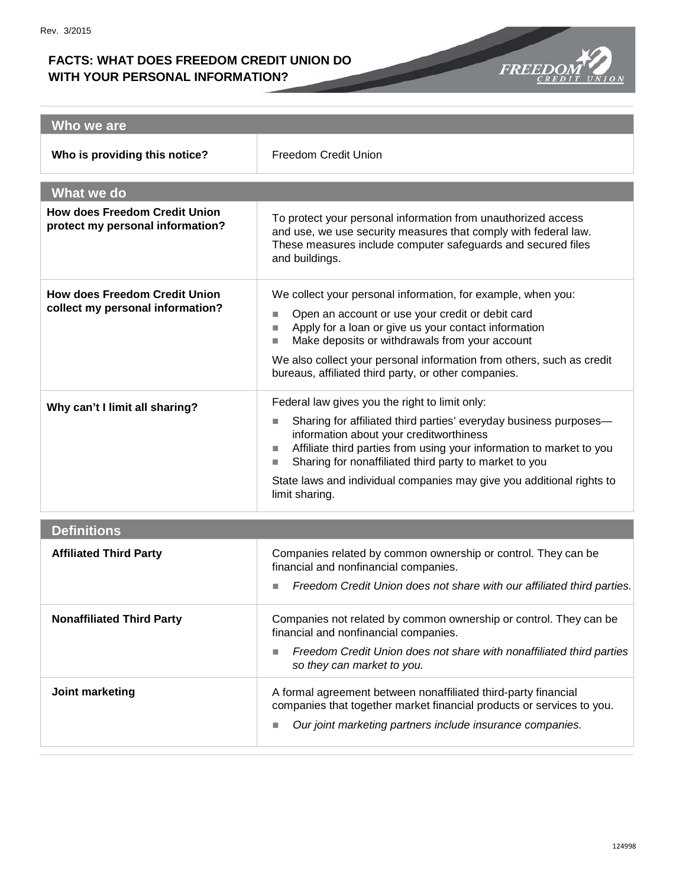Rev. 3/2015

# FACTS: WHAT DOES FREEDOM CREDIT UNION DO WITH YOUR PERSONAL INFORMATION?

| Who we are | |
|---|---|
| **Who is providing this notice?** | Freedom Credit Union |

| What we do | |
|---|---|
| **How does Freedom Credit Union protect my personal information?** | To protect your personal information from unauthorized access and use, we use security measures that comply with federal law. These measures include computer safeguards and secured files and buildings. |
| **How does Freedom Credit Union collect my personal information?** | We collect your personal information, for example, when you:<br>■ Open an account or use your credit or debit card<br>■ Apply for a loan or give us your contact information<br>■ Make deposits or withdrawals from your account<br>We also collect your personal information from others, such as credit bureaus, affiliated third party, or other companies. |
| **Why can't I limit all sharing?** | Federal law gives you the right to limit only:<br>■ Sharing for affiliated third parties' everyday business purposes—information about your creditworthiness<br>■ Affiliate third parties from using your information to market to you<br>■ Sharing for nonaffiliated third party to market to you<br>State laws and individual companies may give you additional rights to limit sharing. |

| Definitions | |
|---|---|
| **Affiliated Third Party** | Companies related by common ownership or control. They can be financial and nonfinancial companies.<br>■ *Freedom Credit Union does not share with our affiliated third parties.* |
| **Nonaffiliated Third Party** | Companies not related by common ownership or control. They can be financial and nonfinancial companies.<br>■ *Freedom Credit Union does not share with nonaffiliated third parties so they can market to you.* |
| **Joint marketing** | A formal agreement between nonaffiliated third-party financial companies that together market financial products or services to you.<br>■ *Our joint marketing partners include insurance companies.* |

124998